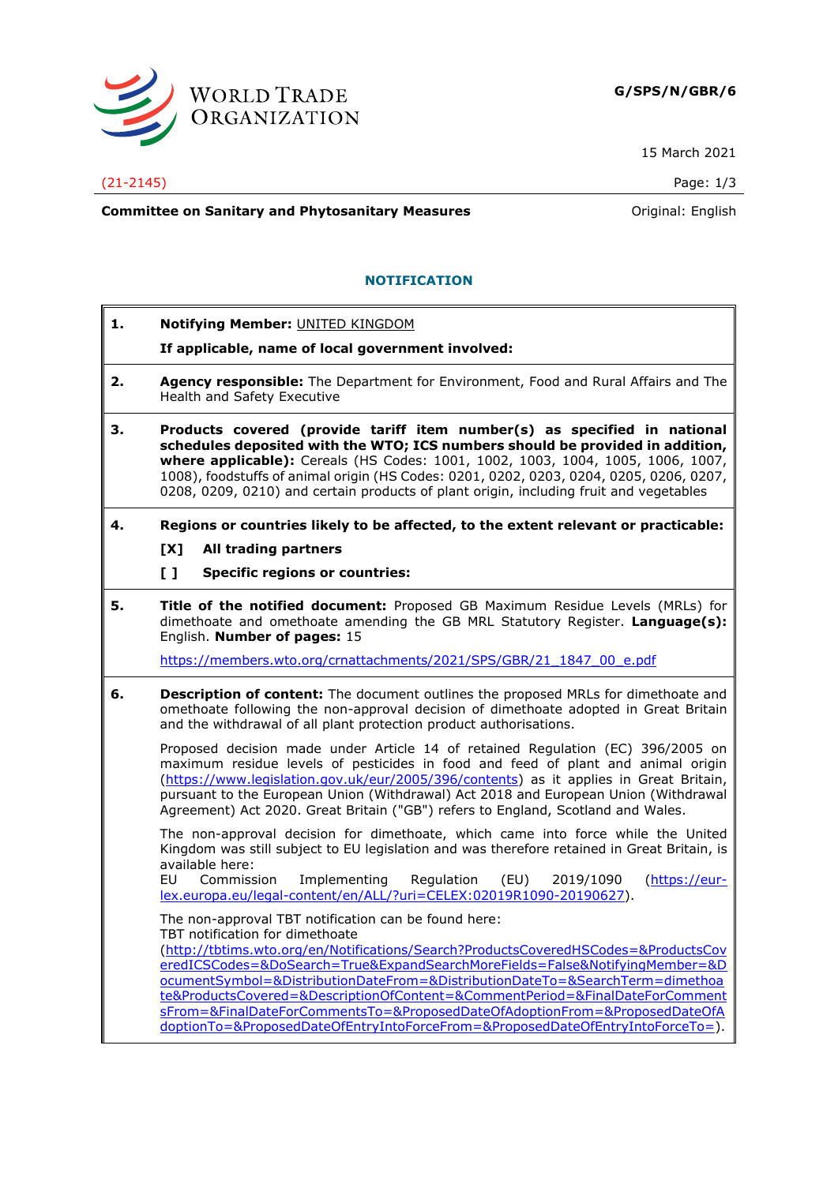**G/SPS/N/GBR/6**

15 March 2021

(21-2145)

**Committee on Sanitary and Phytosanitary Measures**

Original: English

## NOTIFICATION

**1. Notifying Member:** UNITED KINGDOM

**If applicable, name of local government involved:**

**2. Agency responsible:** The Department for Environment, Food and Rural Affairs and The Health and Safety Executive

**3. Products covered (provide tariff item number(s) as specified in national schedules deposited with the WTO; ICS numbers should be provided in addition, where applicable):** Cereals (HS Codes: 1001, 1002, 1003, 1004, 1005, 1006, 1007, 1008), foodstuffs of animal origin (HS Codes: 0201, 0202, 0203, 0204, 0205, 0206, 0207, 0208, 0209, 0210) and certain products of plant origin, including fruit and vegetables

**4. Regions or countries likely to be affected, to the extent relevant or practicable:**

**[X] All trading partners**

**[ ] Specific regions or countries:**

**5. Title of the notified document:** Proposed GB Maximum Residue Levels (MRLs) for dimethoate and omethoate amending the GB MRL Statutory Register. **Language(s):** English. **Number of pages:** 15

https://members.wto.org/crnattachments/2021/SPS/GBR/21_1847_00_e.pdf

**6. Description of content:** The document outlines the proposed MRLs for dimethoate and omethoate following the non-approval decision of dimethoate adopted in Great Britain and the withdrawal of all plant protection product authorisations.

Proposed decision made under Article 14 of retained Regulation (EC) 396/2005 on maximum residue levels of pesticides in food and feed of plant and animal origin (https://www.legislation.gov.uk/eur/2005/396/contents) as it applies in Great Britain, pursuant to the European Union (Withdrawal) Act 2018 and European Union (Withdrawal Agreement) Act 2020. Great Britain ("GB") refers to England, Scotland and Wales.

The non-approval decision for dimethoate, which came into force while the United Kingdom was still subject to EU legislation and was therefore retained in Great Britain, is available here:
EU Commission Implementing Regulation (EU) 2019/1090 (https://eur-lex.europa.eu/legal-content/en/ALL/?uri=CELEX:02019R1090-20190627).

The non-approval TBT notification can be found here:
TBT notification for dimethoate
(http://tbtims.wto.org/en/Notifications/Search?ProductsCoveredHSCodes=&ProductsCoveredICSCodes=&DoSearch=True&ExpandSearchMoreFields=False&NotifyingMember=&DocumentSymbol=&DistributionDateFrom=&DistributionDateTo=&SearchTerm=dimethoate&ProductsCovered=&DescriptionOfContent=&CommentPeriod=&FinalDateForCommentsFrom=&FinalDateForCommentsTo=&ProposedDateOfAdoptionFrom=&ProposedDateOfAdoptionTo=&ProposedDateOfEntryIntoForceFrom=&ProposedDateOfEntryIntoForceTo=).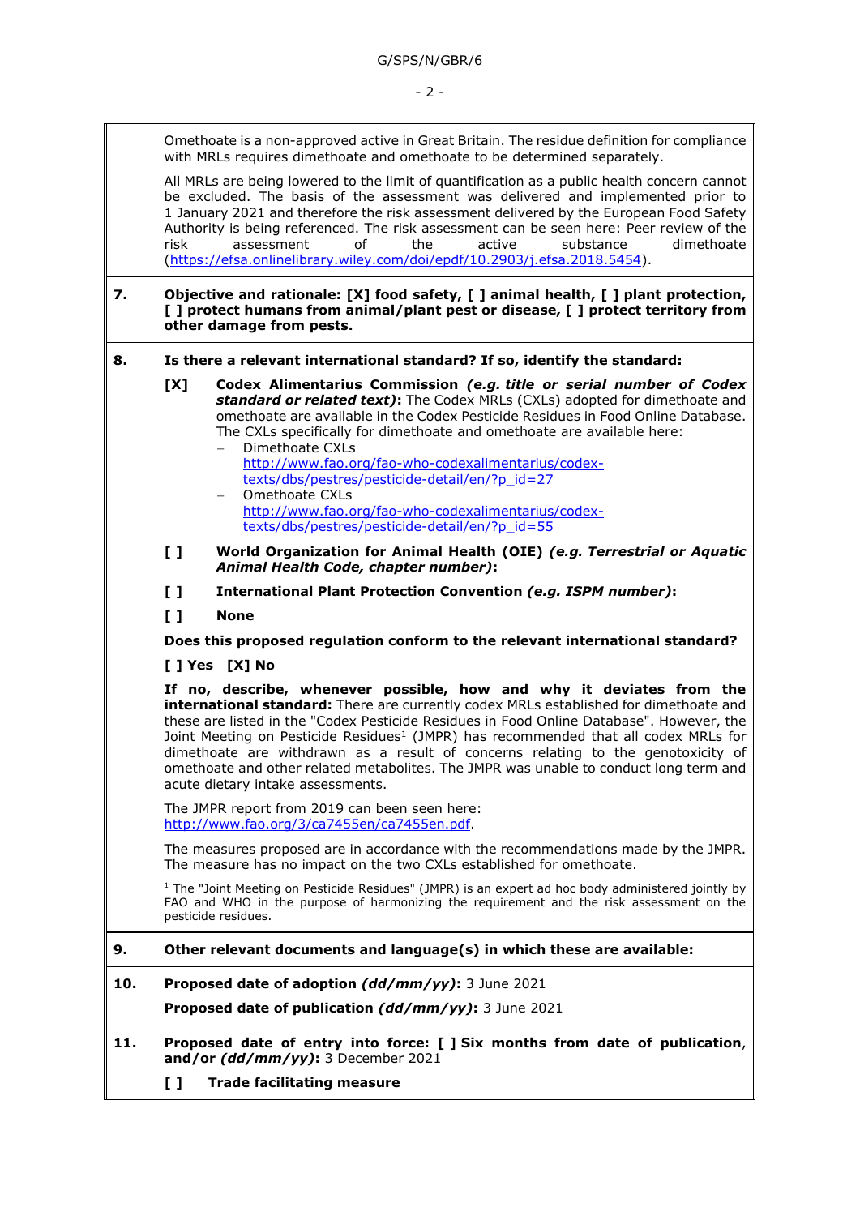Omethoate is a non-approved active in Great Britain. The residue definition for compliance with MRLs requires dimethoate and omethoate to be determined separately.

All MRLs are being lowered to the limit of quantification as a public health concern cannot be excluded. The basis of the assessment was delivered and implemented prior to 1 January 2021 and therefore the risk assessment delivered by the European Food Safety Authority is being referenced. The risk assessment can be seen here: Peer review of the risk assessment of the active substance dimethoate (https://efsa.onlinelibrary.wiley.com/doi/epdf/10.2903/j.efsa.2018.5454).

**7. Objective and rationale: [X] food safety, [ ] animal health, [ ] plant protection, [ ] protect humans from animal/plant pest or disease, [ ] protect territory from other damage from pests.**

**8. Is there a relevant international standard? If so, identify the standard:**

**[X] Codex Alimentarius Commission *(e.g. title or serial number of Codex standard or related text)*:** The Codex MRLs (CXLs) adopted for dimethoate and omethoate are available in the Codex Pesticide Residues in Food Online Database. The CXLs specifically for dimethoate and omethoate are available here:

- Dimethoate CXLs
  http://www.fao.org/fao-who-codexalimentarius/codex-texts/dbs/pestres/pesticide-detail/en/?p_id=27
- Omethoate CXLs
  http://www.fao.org/fao-who-codexalimentarius/codex-texts/dbs/pestres/pesticide-detail/en/?p_id=55

**[ ] World Organization for Animal Health (OIE) *(e.g. Terrestrial or Aquatic Animal Health Code, chapter number)*:**

**[ ] International Plant Protection Convention *(e.g. ISPM number)*:**

**[ ] None**

**Does this proposed regulation conform to the relevant international standard?**

**[ ] Yes [X] No**

**If no, describe, whenever possible, how and why it deviates from the international standard:** There are currently codex MRLs established for dimethoate and these are listed in the "Codex Pesticide Residues in Food Online Database". However, the Joint Meeting on Pesticide Residues[1] (JMPR) has recommended that all codex MRLs for dimethoate are withdrawn as a result of concerns relating to the genotoxicity of omethoate and other related metabolites. The JMPR was unable to conduct long term and acute dietary intake assessments.

The JMPR report from 2019 can been seen here: http://www.fao.org/3/ca7455en/ca7455en.pdf.

The measures proposed are in accordance with the recommendations made by the JMPR. The measure has no impact on the two CXLs established for omethoate.

[1] The "Joint Meeting on Pesticide Residues" (JMPR) is an expert ad hoc body administered jointly by FAO and WHO in the purpose of harmonizing the requirement and the risk assessment on the pesticide residues.

**9. Other relevant documents and language(s) in which these are available:**

**10. Proposed date of adoption *(dd/mm/yy)*:** 3 June 2021

**Proposed date of publication *(dd/mm/yy)*:** 3 June 2021

**11. Proposed date of entry into force: [ ] Six months from date of publication, and/or *(dd/mm/yy)*:** 3 December 2021

**[ ] Trade facilitating measure**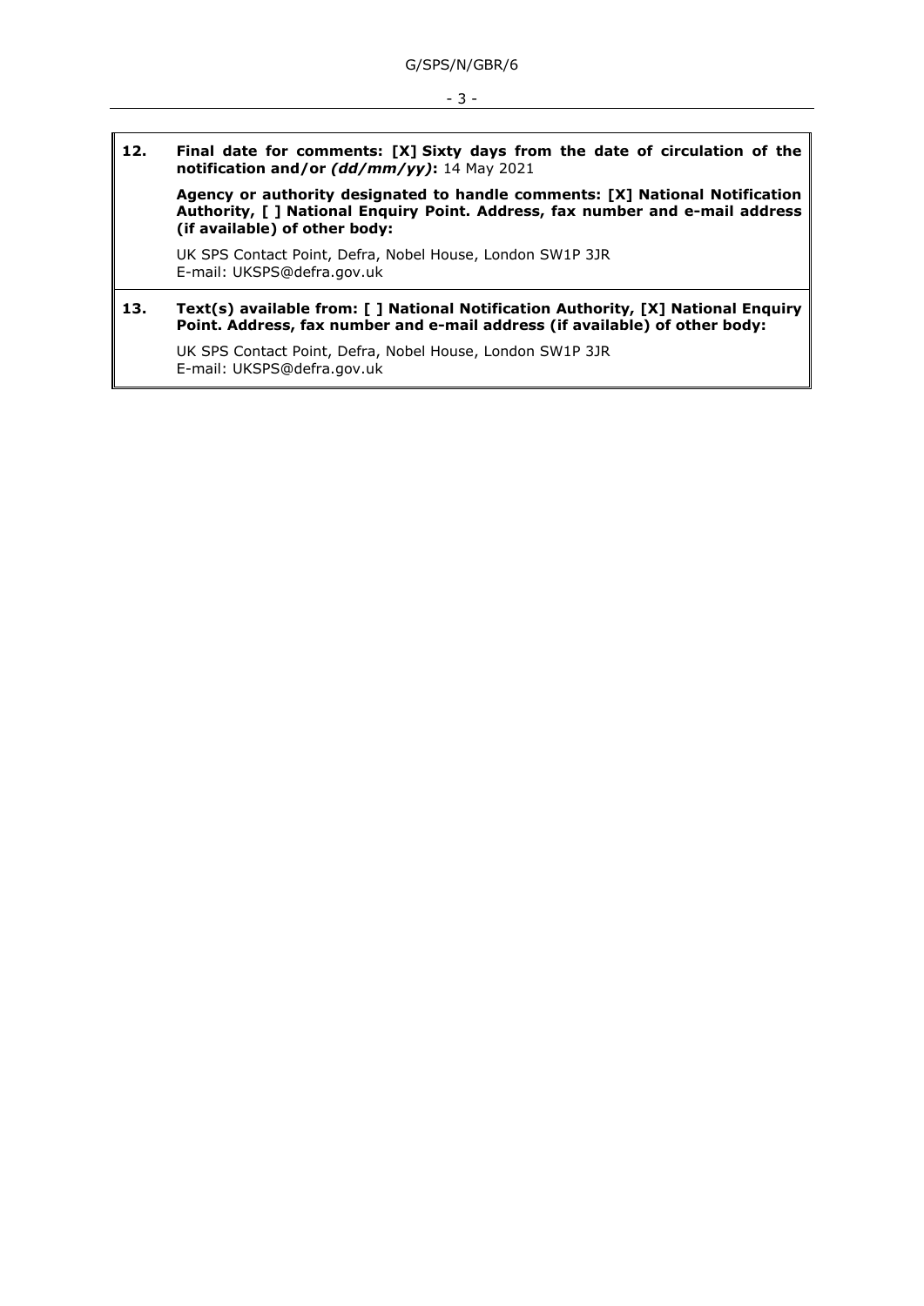**12. Final date for comments: [X] Sixty days from the date of circulation of the notification and/or *(dd/mm/yy)*:** 14 May 2021

**Agency or authority designated to handle comments: [X] National Notification Authority, [ ] National Enquiry Point. Address, fax number and e-mail address (if available) of other body:**

UK SPS Contact Point, Defra, Nobel House, London SW1P 3JR
E-mail: UKSPS@defra.gov.uk

**13. Text(s) available from: [ ] National Notification Authority, [X] National Enquiry Point. Address, fax number and e-mail address (if available) of other body:**

UK SPS Contact Point, Defra, Nobel House, London SW1P 3JR
E-mail: UKSPS@defra.gov.uk